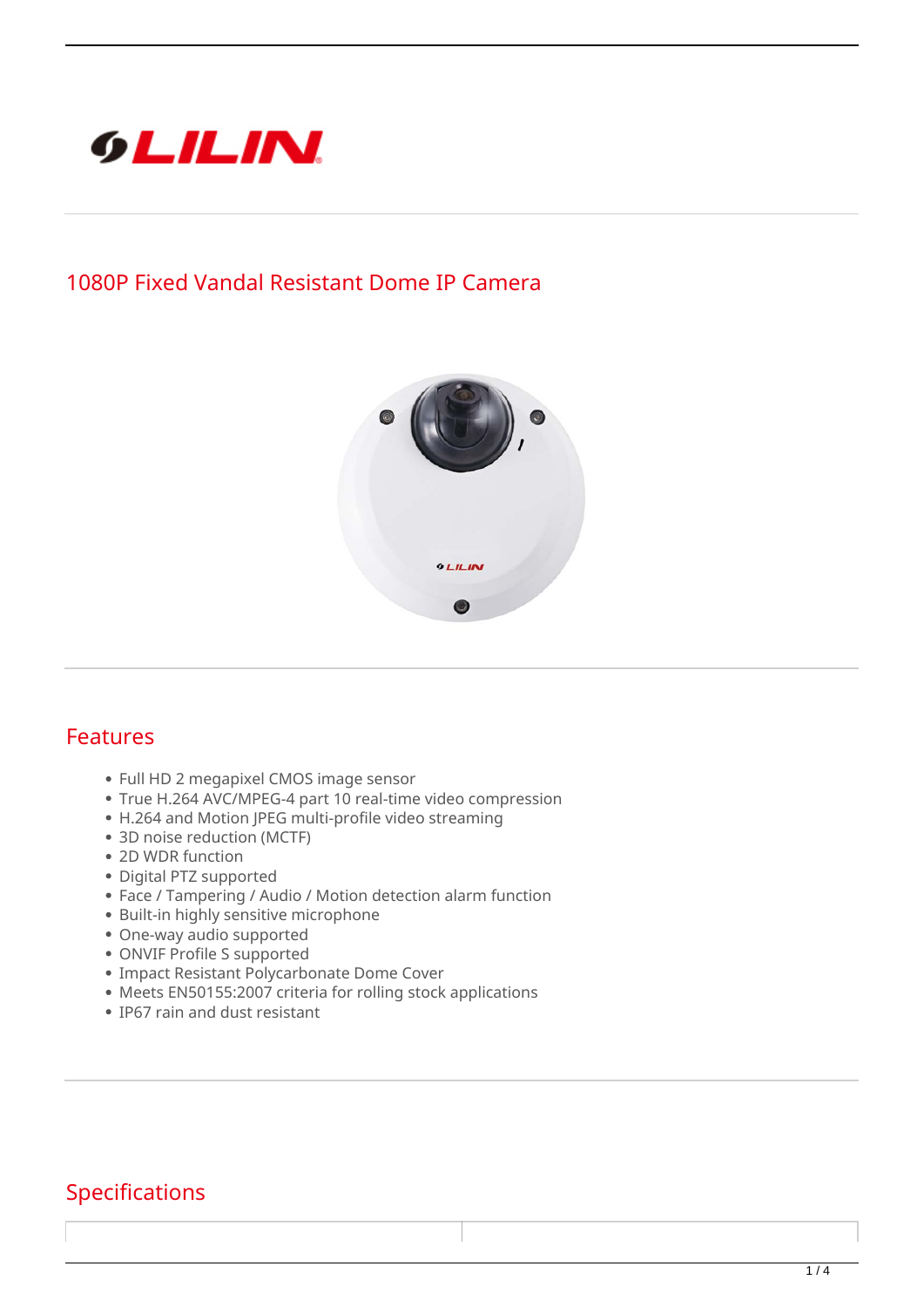# 1080P Fixed Vandal Resistant Dome IP Camera

## Features

- Full HD 2 megapixel CMOS image sensor
- True H.264 AVC/MPEG-4 part 10 real-time video compression
- H.264 and Motion JPEG multi-profile video streaming
- 3D noise reduction (MCTF)
- 2D WDR function
- Digital PTZ supported
- Face / Tampering / Audio / Motion detection alarm function
- Built-in highly sensitive microphone
- One-way audio supported
- ONVIF Profile S supported
- Impact Resistant Polycarbonate Dome Cover
- Meets EN50155:2007 criteria for rolling stock applications
- IP67 rain and dust resistant

## Specifications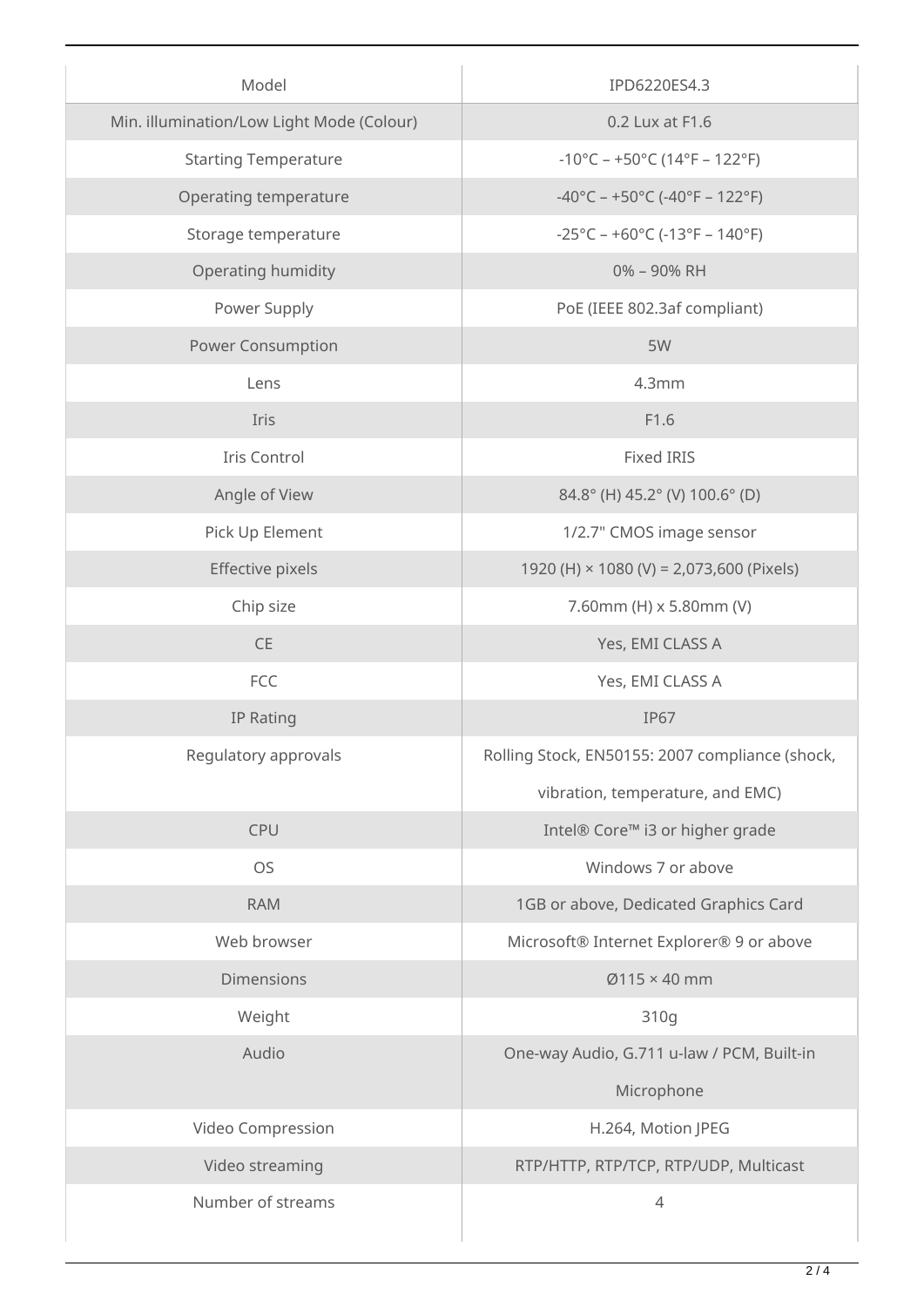| Model | IPD6220ES4.3 |
| --- | --- |
| Min. illumination/Low Light Mode (Colour) | 0.2 Lux at F1.6 |
| Starting Temperature | -10°C – +50°C (14°F – 122°F) |
| Operating temperature | -40°C – +50°C (-40°F – 122°F) |
| Storage temperature | -25°C – +60°C (-13°F – 140°F) |
| Operating humidity | 0% – 90% RH |
| Power Supply | PoE (IEEE 802.3af compliant) |
| Power Consumption | 5W |
| Lens | 4.3mm |
| Iris | F1.6 |
| Iris Control | Fixed IRIS |
| Angle of View | 84.8° (H) 45.2° (V) 100.6° (D) |
| Pick Up Element | 1/2.7" CMOS image sensor |
| Effective pixels | 1920 (H) × 1080 (V) = 2,073,600 (Pixels) |
| Chip size | 7.60mm (H) x 5.80mm (V) |
| CE | Yes, EMI CLASS A |
| FCC | Yes, EMI CLASS A |
| IP Rating | IP67 |
| Regulatory approvals | Rolling Stock, EN50155: 2007 compliance (shock, vibration, temperature, and EMC) |
| CPU | Intel® Core™ i3 or higher grade |
| OS | Windows 7 or above |
| RAM | 1GB or above, Dedicated Graphics Card |
| Web browser | Microsoft® Internet Explorer® 9 or above |
| Dimensions | Ø115 × 40 mm |
| Weight | 310g |
| Audio | One-way Audio, G.711 u-law / PCM, Built-in Microphone |
| Video Compression | H.264, Motion JPEG |
| Video streaming | RTP/HTTP, RTP/TCP, RTP/UDP, Multicast |
| Number of streams | 4 |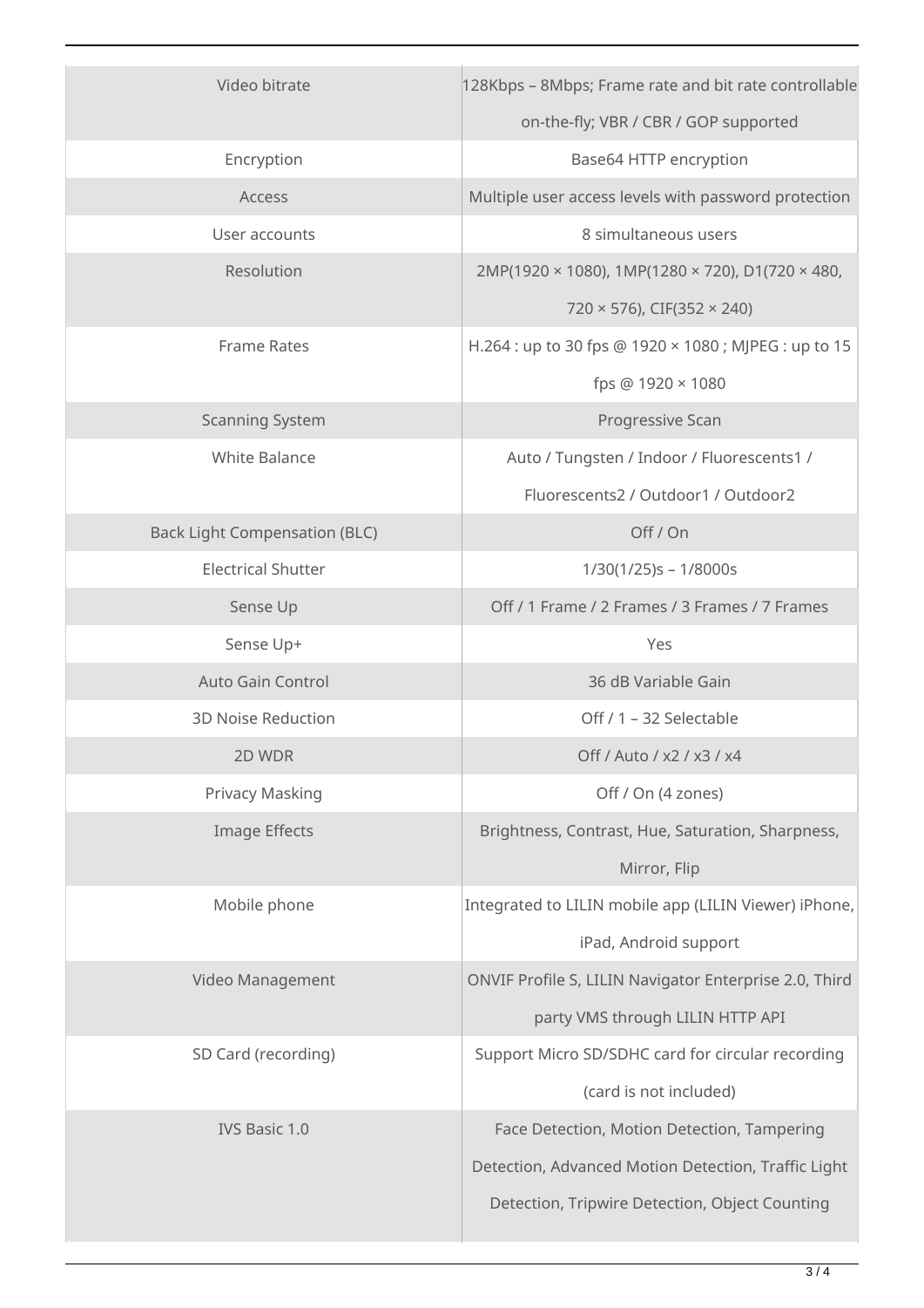| | |
|---|---|
| Video bitrate | 128Kbps – 8Mbps; Frame rate and bit rate controllable on-the-fly; VBR / CBR / GOP supported |
| Encryption | Base64 HTTP encryption |
| Access | Multiple user access levels with password protection |
| User accounts | 8 simultaneous users |
| Resolution | 2MP(1920 × 1080), 1MP(1280 × 720), D1(720 × 480, 720 × 576), CIF(352 × 240) |
| Frame Rates | H.264 : up to 30 fps @ 1920 × 1080 ; MJPEG : up to 15 fps @ 1920 × 1080 |
| Scanning System | Progressive Scan |
| White Balance | Auto / Tungsten / Indoor / Fluorescents1 / Fluorescents2 / Outdoor1 / Outdoor2 |
| Back Light Compensation (BLC) | Off / On |
| Electrical Shutter | 1/30(1/25)s – 1/8000s |
| Sense Up | Off / 1 Frame / 2 Frames / 3 Frames / 7 Frames |
| Sense Up+ | Yes |
| Auto Gain Control | 36 dB Variable Gain |
| 3D Noise Reduction | Off / 1 – 32 Selectable |
| 2D WDR | Off / Auto / x2 / x3 / x4 |
| Privacy Masking | Off / On (4 zones) |
| Image Effects | Brightness, Contrast, Hue, Saturation, Sharpness, Mirror, Flip |
| Mobile phone | Integrated to LILIN mobile app (LILIN Viewer) iPhone, iPad, Android support |
| Video Management | ONVIF Profile S, LILIN Navigator Enterprise 2.0, Third party VMS through LILIN HTTP API |
| SD Card (recording) | Support Micro SD/SDHC card for circular recording (card is not included) |
| IVS Basic 1.0 | Face Detection, Motion Detection, Tampering Detection, Advanced Motion Detection, Traffic Light Detection, Tripwire Detection, Object Counting |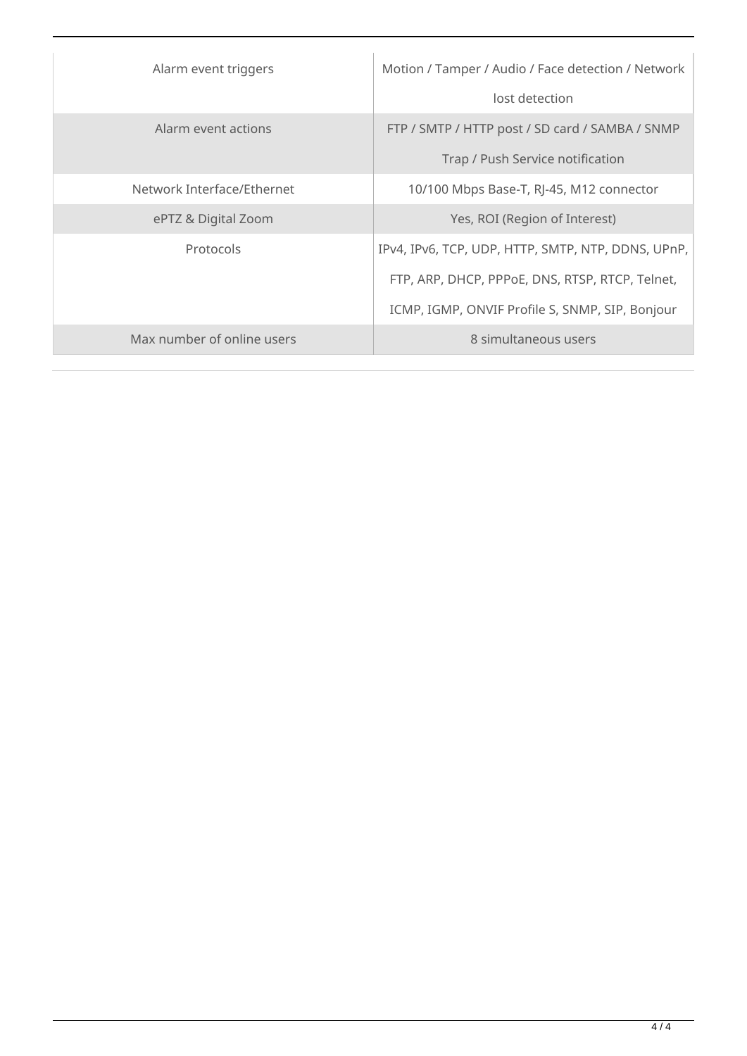| | |
|---|---|
| Alarm event triggers | Motion / Tamper / Audio / Face detection / Network lost detection |
| Alarm event actions | FTP / SMTP / HTTP post / SD card / SAMBA / SNMP Trap / Push Service notification |
| Network Interface/Ethernet | 10/100 Mbps Base-T, RJ-45, M12 connector |
| ePTZ & Digital Zoom | Yes, ROI (Region of Interest) |
| Protocols | IPv4, IPv6, TCP, UDP, HTTP, SMTP, NTP, DDNS, UPnP, FTP, ARP, DHCP, PPPoE, DNS, RTSP, RTCP, Telnet, ICMP, IGMP, ONVIF Profile S, SNMP, SIP, Bonjour |
| Max number of online users | 8 simultaneous users |